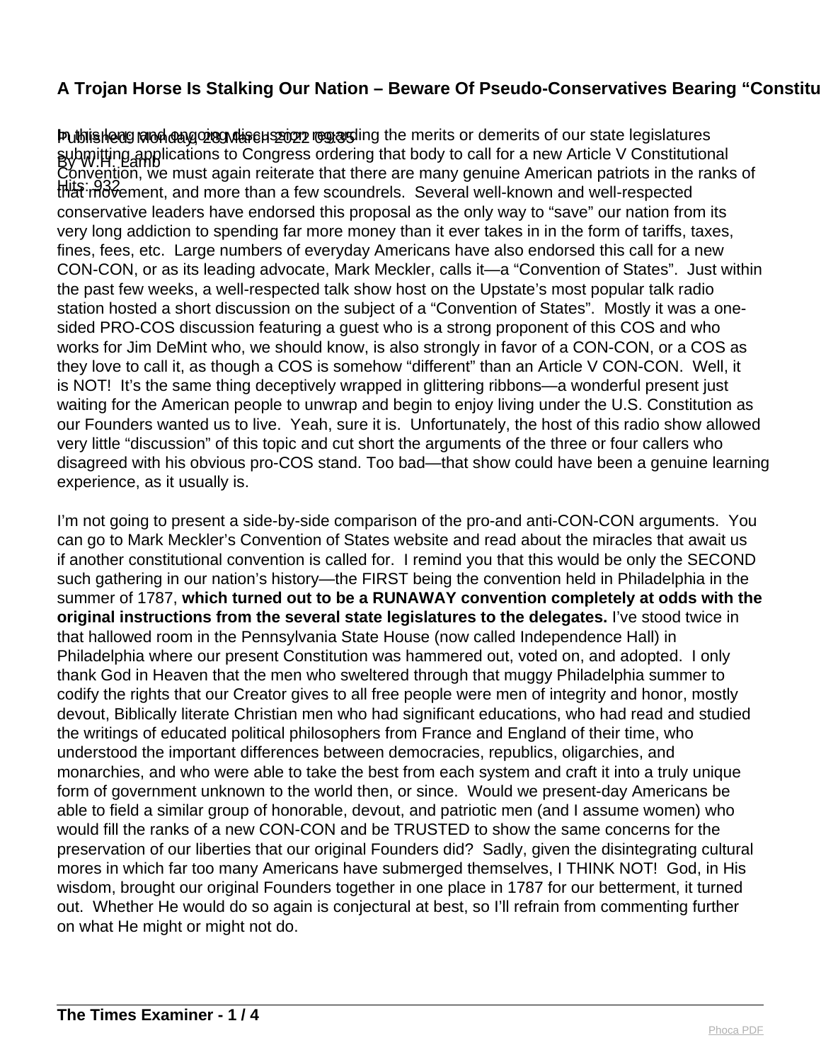# A Trojan Horse Is Stalking Our Nation – Beware Of Pseudo-Conservatives Bearing "Constitu

Published: Monday, 28 March 2022 09:35
By W.H. Lamb
Hits: 932

In this long and ongoing discussion regarding the merits or demerits of our state legislatures submitting applications to Congress ordering that body to call for a new Article V Constitutional Convention, we must again reiterate that there are many genuine American patriots in the ranks of that movement, and more than a few scoundrels. Several well-known and well-respected conservative leaders have endorsed this proposal as the only way to "save" our nation from its very long addiction to spending far more money than it ever takes in in the form of tariffs, taxes, fines, fees, etc. Large numbers of everyday Americans have also endorsed this call for a new CON-CON, or as its leading advocate, Mark Meckler, calls it—a "Convention of States". Just within the past few weeks, a well-respected talk show host on the Upstate's most popular talk radio station hosted a short discussion on the subject of a "Convention of States". Mostly it was a one-sided PRO-COS discussion featuring a guest who is a strong proponent of this COS and who works for Jim DeMint who, we should know, is also strongly in favor of a CON-CON, or a COS as they love to call it, as though a COS is somehow "different" than an Article V CON-CON. Well, it is NOT! It's the same thing deceptively wrapped in glittering ribbons—a wonderful present just waiting for the American people to unwrap and begin to enjoy living under the U.S. Constitution as our Founders wanted us to live. Yeah, sure it is. Unfortunately, the host of this radio show allowed very little "discussion" of this topic and cut short the arguments of the three or four callers who disagreed with his obvious pro-COS stand. Too bad—that show could have been a genuine learning experience, as it usually is.

I'm not going to present a side-by-side comparison of the pro-and anti-CON-CON arguments. You can go to Mark Meckler's Convention of States website and read about the miracles that await us if another constitutional convention is called for. I remind you that this would be only the SECOND such gathering in our nation's history—the FIRST being the convention held in Philadelphia in the summer of 1787, **which turned out to be a RUNAWAY convention completely at odds with the original instructions from the several state legislatures to the delegates.** I've stood twice in that hallowed room in the Pennsylvania State House (now called Independence Hall) in Philadelphia where our present Constitution was hammered out, voted on, and adopted. I only thank God in Heaven that the men who sweltered through that muggy Philadelphia summer to codify the rights that our Creator gives to all free people were men of integrity and honor, mostly devout, Biblically literate Christian men who had significant educations, who had read and studied the writings of educated political philosophers from France and England of their time, who understood the important differences between democracies, republics, oligarchies, and monarchies, and who were able to take the best from each system and craft it into a truly unique form of government unknown to the world then, or since. Would we present-day Americans be able to field a similar group of honorable, devout, and patriotic men (and I assume women) who would fill the ranks of a new CON-CON and be TRUSTED to show the same concerns for the preservation of our liberties that our original Founders did? Sadly, given the disintegrating cultural mores in which far too many Americans have submerged themselves, I THINK NOT! God, in His wisdom, brought our original Founders together in one place in 1787 for our betterment, it turned out. Whether He would do so again is conjectural at best, so I'll refrain from commenting further on what He might or might not do.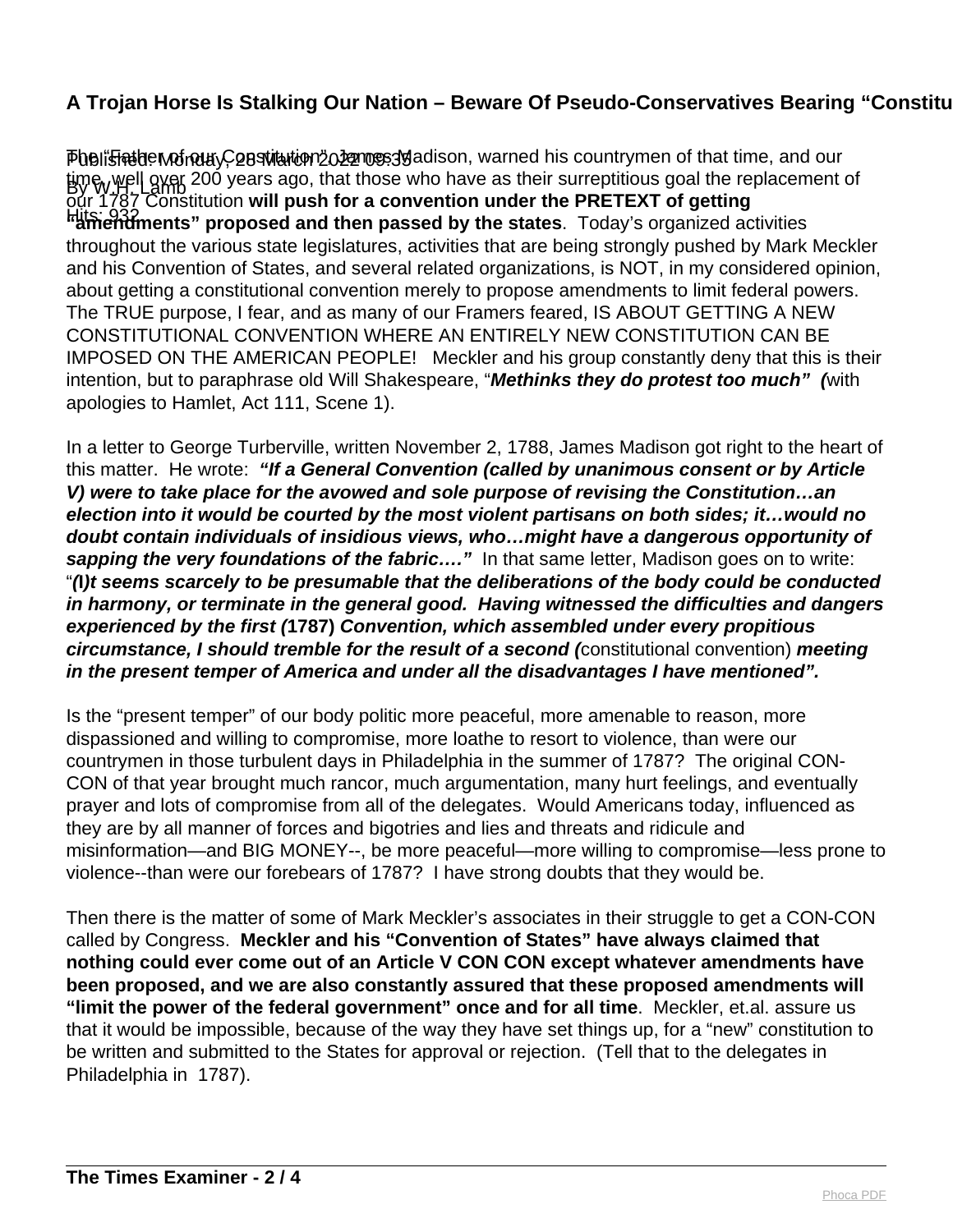## A Trojan Horse Is Stalking Our Nation – Beware Of Pseudo-Conservatives Bearing “Constitu

Published: Monday, 28 March 2022 09:35
By W.H. Lamb
Hits: 932

The “Father of our Constitution”, James Madison, warned his countrymen of that time, and our time, well over 200 years ago, that those who have as their surreptitious goal the replacement of our 1787 Constitution **will push for a convention under the PRETEXT of getting “amendments” proposed and then passed by the states**. Today’s organized activities throughout the various state legislatures, activities that are being strongly pushed by Mark Meckler and his Convention of States, and several related organizations, is NOT, in my considered opinion, about getting a constitutional convention merely to propose amendments to limit federal powers. The TRUE purpose, I fear, and as many of our Framers feared, IS ABOUT GETTING A NEW CONSTITUTIONAL CONVENTION WHERE AN ENTIRELY NEW CONSTITUTION CAN BE IMPOSED ON THE AMERICAN PEOPLE! Meckler and his group constantly deny that this is their intention, but to paraphrase old Will Shakespeare, “***Methinks they do protest too much” (***with apologies to Hamlet, Act 111, Scene 1).

In a letter to George Turberville, written November 2, 1788, James Madison got right to the heart of this matter. He wrote: ***“If a General Convention (called by unanimous consent or by Article V) were to take place for the avowed and sole purpose of revising the Constitution…an election into it would be courted by the most violent partisans on both sides; it…would no doubt contain individuals of insidious views, who…might have a dangerous opportunity of sapping the very foundations of the fabric….”*** In that same letter, Madison goes on to write: “***(I)t seems scarcely to be presumable that the deliberations of the body could be conducted in harmony, or terminate in the general good. Having witnessed the difficulties and dangers experienced by the first (*1787*) Convention, which assembled under every propitious circumstance, I should tremble for the result of a second (***constitutional convention) ***meeting in the present temper of America and under all the disadvantages I have mentioned”.***

Is the “present temper” of our body politic more peaceful, more amenable to reason, more dispassioned and willing to compromise, more loathe to resort to violence, than were our countrymen in those turbulent days in Philadelphia in the summer of 1787? The original CON-CON of that year brought much rancor, much argumentation, many hurt feelings, and eventually prayer and lots of compromise from all of the delegates. Would Americans today, influenced as they are by all manner of forces and bigotries and lies and threats and ridicule and misinformation—and BIG MONEY--, be more peaceful—more willing to compromise—less prone to violence--than were our forebears of 1787? I have strong doubts that they would be.

Then there is the matter of some of Mark Meckler’s associates in their struggle to get a CON-CON called by Congress. **Meckler and his “Convention of States” have always claimed that nothing could ever come out of an Article V CON CON except whatever amendments have been proposed, and we are also constantly assured that these proposed amendments will “limit the power of the federal government” once and for all time**. Meckler, et.al. assure us that it would be impossible, because of the way they have set things up, for a “new” constitution to be written and submitted to the States for approval or rejection. (Tell that to the delegates in Philadelphia in 1787).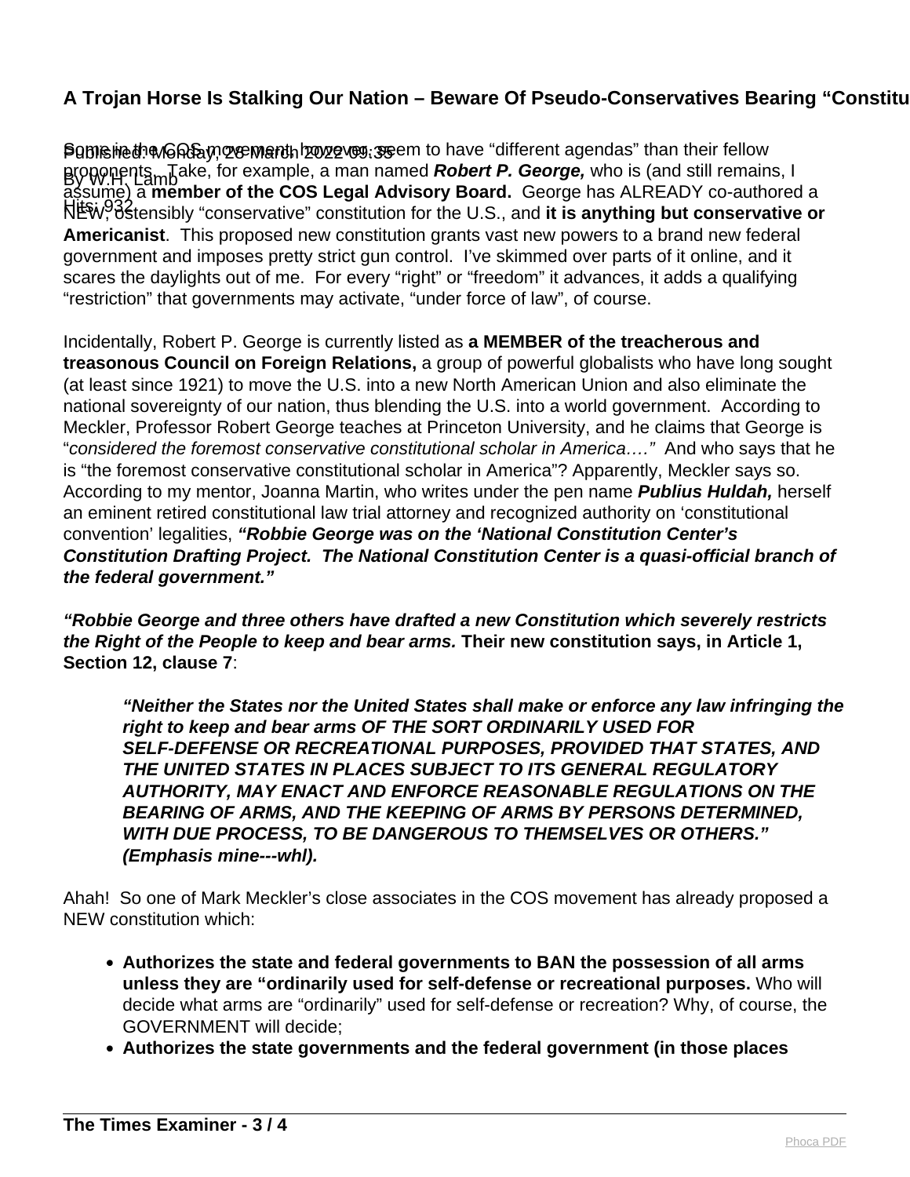Some in the COS movement, however, seem to have "different agendas" than their fellow proponents. Take, for example, a man named ***Robert P. George,*** who is (and still remains, I assume) a **member of the COS Legal Advisory Board.** George has ALREADY co-authored a NEW, ostensibly "conservative" constitution for the U.S., and **it is anything but conservative or Americanist**. This proposed new constitution grants vast new powers to a brand new federal government and imposes pretty strict gun control. I've skimmed over parts of it online, and it scares the daylights out of me. For every "right" or "freedom" it advances, it adds a qualifying "restriction" that governments may activate, "under force of law", of course.

Incidentally, Robert P. George is currently listed as **a MEMBER of the treacherous and treasonous Council on Foreign Relations,** a group of powerful globalists who have long sought (at least since 1921) to move the U.S. into a new North American Union and also eliminate the national sovereignty of our nation, thus blending the U.S. into a world government. According to Meckler, Professor Robert George teaches at Princeton University, and he claims that George is "*considered the foremost conservative constitutional scholar in America…."* And who says that he is "the foremost conservative constitutional scholar in America"? Apparently, Meckler says so. According to my mentor, Joanna Martin, who writes under the pen name ***Publius Huldah,*** herself an eminent retired constitutional law trial attorney and recognized authority on 'constitutional convention' legalities, ***"Robbie George was on the 'National Constitution Center's Constitution Drafting Project. The National Constitution Center is a quasi-official branch of the federal government."***

***"Robbie George and three others have drafted a new Constitution which severely restricts the Right of the People to keep and bear arms.*** **Their new constitution says, in Article 1, Section 12, clause 7**:

> ***"Neither the States nor the United States shall make or enforce any law infringing the right to keep and bear arms OF THE SORT ORDINARILY USED FOR SELF-DEFENSE OR RECREATIONAL PURPOSES, PROVIDED THAT STATES, AND THE UNITED STATES IN PLACES SUBJECT TO ITS GENERAL REGULATORY AUTHORITY, MAY ENACT AND ENFORCE REASONABLE REGULATIONS ON THE BEARING OF ARMS, AND THE KEEPING OF ARMS BY PERSONS DETERMINED, WITH DUE PROCESS, TO BE DANGEROUS TO THEMSELVES OR OTHERS." (Emphasis mine---whl).***

Ahah! So one of Mark Meckler's close associates in the COS movement has already proposed a NEW constitution which:

- **Authorizes the state and federal governments to BAN the possession of all arms unless they are "ordinarily used for self-defense or recreational purposes.** Who will decide what arms are "ordinarily" used for self-defense or recreation? Why, of course, the GOVERNMENT will decide;
- **Authorizes the state governments and the federal government (in those places**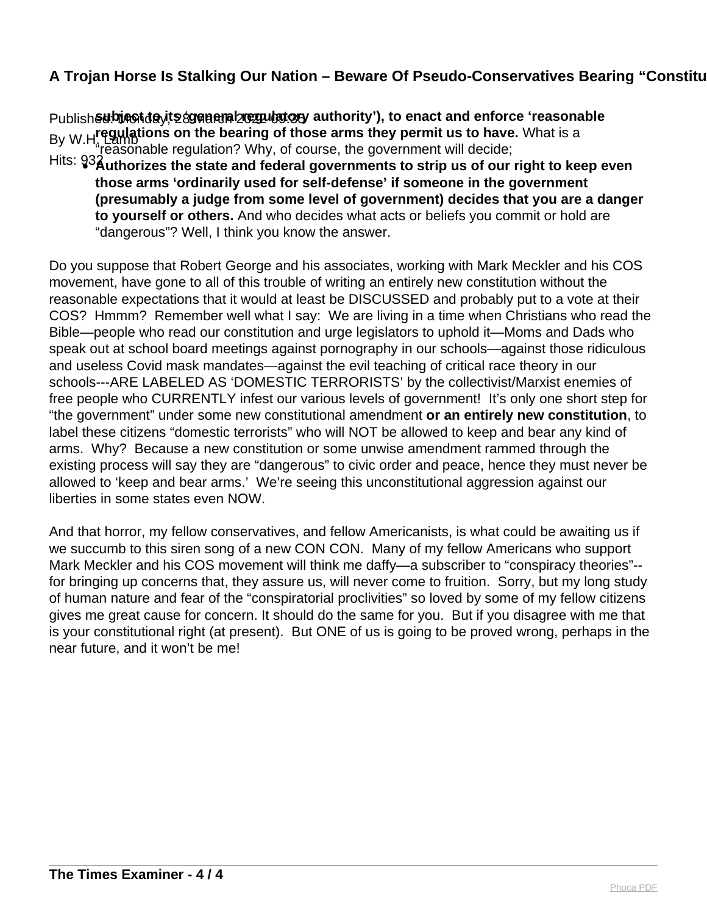subject to its 'general regulatory authority'), to enact and enforce 'reasonable regulations on the bearing of those arms they permit us to have.** What is a "reasonable regulation? Why, of course, the government will decide;
- **Authorizes the state and federal governments to strip us of our right to keep even those arms 'ordinarily used for self-defense' if someone in the government (presumably a judge from some level of government) decides that you are a danger to yourself or others.** And who decides what acts or beliefs you commit or hold are "dangerous"? Well, I think you know the answer.

Do you suppose that Robert George and his associates, working with Mark Meckler and his COS movement, have gone to all of this trouble of writing an entirely new constitution without the reasonable expectations that it would at least be DISCUSSED and probably put to a vote at their COS? Hmmm? Remember well what I say: We are living in a time when Christians who read the Bible—people who read our constitution and urge legislators to uphold it—Moms and Dads who speak out at school board meetings against pornography in our schools—against those ridiculous and useless Covid mask mandates—against the evil teaching of critical race theory in our schools---ARE LABELED AS 'DOMESTIC TERRORISTS' by the collectivist/Marxist enemies of free people who CURRENTLY infest our various levels of government! It's only one short step for "the government" under some new constitutional amendment **or an entirely new constitution**, to label these citizens "domestic terrorists" who will NOT be allowed to keep and bear any kind of arms. Why? Because a new constitution or some unwise amendment rammed through the existing process will say they are "dangerous" to civic order and peace, hence they must never be allowed to 'keep and bear arms.' We're seeing this unconstitutional aggression against our liberties in some states even NOW.

And that horror, my fellow conservatives, and fellow Americanists, is what could be awaiting us if we succumb to this siren song of a new CON CON. Many of my fellow Americans who support Mark Meckler and his COS movement will think me daffy—a subscriber to "conspiracy theories"--for bringing up concerns that, they assure us, will never come to fruition. Sorry, but my long study of human nature and fear of the "conspiratorial proclivities" so loved by some of my fellow citizens gives me great cause for concern. It should do the same for you. But if you disagree with me that is your constitutional right (at present). But ONE of us is going to be proved wrong, perhaps in the near future, and it won't be me!